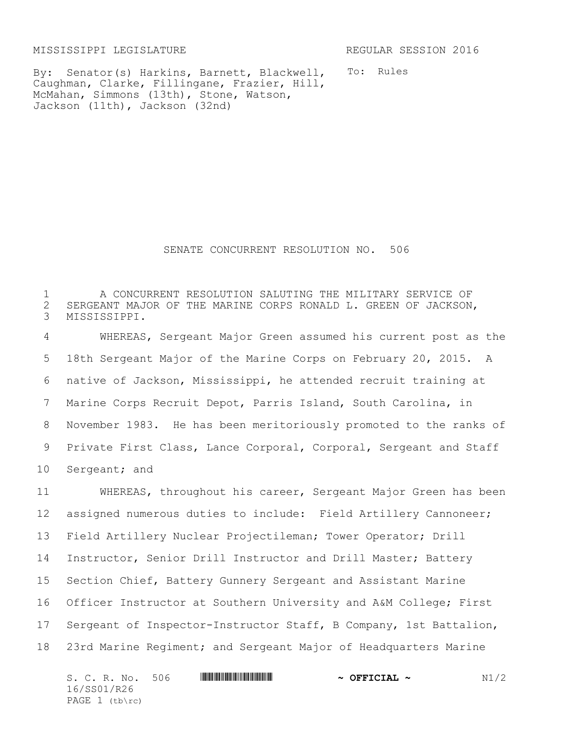MISSISSIPPI LEGISLATURE REGULAR SESSION 2016

By: Senator(s) Harkins, Barnett, Blackwell, Caughman, Clarke, Fillingane, Frazier, Hill, McMahan, Simmons (13th), Stone, Watson, Jackson (11th), Jackson (32nd)

To: Rules

# SENATE CONCURRENT RESOLUTION NO. 506

A CONCURRENT RESOLUTION SALUTING THE MILITARY SERVICE OF SERGEANT MAJOR OF THE MARINE CORPS RONALD L. GREEN OF JACKSON, MISSISSIPPI.

WHEREAS, Sergeant Major Green assumed his current post as the 18th Sergeant Major of the Marine Corps on February 20, 2015. A native of Jackson, Mississippi, he attended recruit training at Marine Corps Recruit Depot, Parris Island, South Carolina, in November 1983. He has been meritoriously promoted to the ranks of Private First Class, Lance Corporal, Corporal, Sergeant and Staff Sergeant; and

WHEREAS, throughout his career, Sergeant Major Green has been assigned numerous duties to include: Field Artillery Cannoneer; Field Artillery Nuclear Projectileman; Tower Operator; Drill Instructor, Senior Drill Instructor and Drill Master; Battery Section Chief, Battery Gunnery Sergeant and Assistant Marine Officer Instructor at Southern University and A&M College; First Sergeant of Inspector-Instructor Staff, B Company, 1st Battalion, 23rd Marine Regiment; and Sergeant Major of Headquarters Marine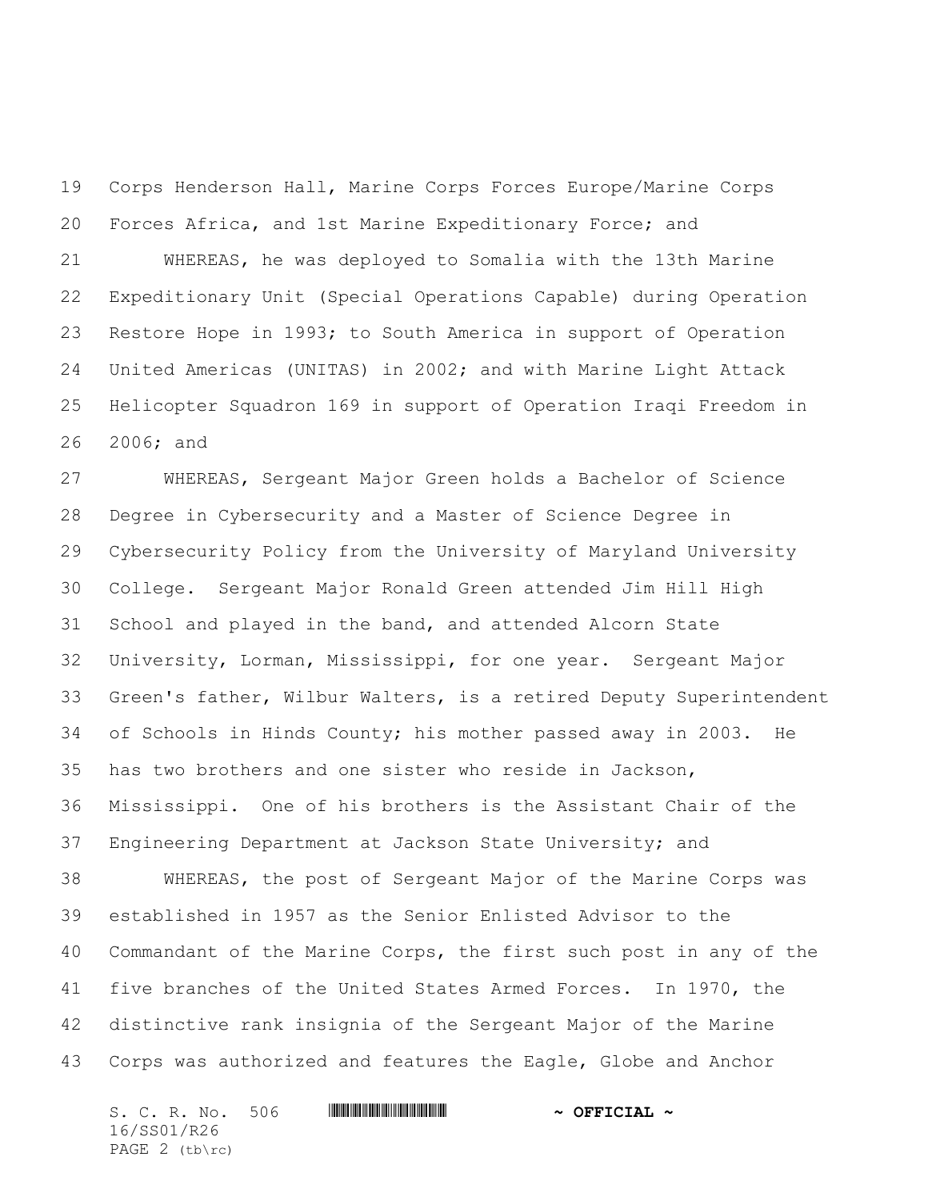Corps Henderson Hall, Marine Corps Forces Europe/Marine Corps Forces Africa, and 1st Marine Expeditionary Force; and

WHEREAS, he was deployed to Somalia with the 13th Marine Expeditionary Unit (Special Operations Capable) during Operation Restore Hope in 1993; to South America in support of Operation United Americas (UNITAS) in 2002; and with Marine Light Attack Helicopter Squadron 169 in support of Operation Iraqi Freedom in 2006; and

WHEREAS, Sergeant Major Green holds a Bachelor of Science Degree in Cybersecurity and a Master of Science Degree in Cybersecurity Policy from the University of Maryland University College. Sergeant Major Ronald Green attended Jim Hill High School and played in the band, and attended Alcorn State University, Lorman, Mississippi, for one year. Sergeant Major Green's father, Wilbur Walters, is a retired Deputy Superintendent of Schools in Hinds County; his mother passed away in 2003. He has two brothers and one sister who reside in Jackson, Mississippi. One of his brothers is the Assistant Chair of the Engineering Department at Jackson State University; and

WHEREAS, the post of Sergeant Major of the Marine Corps was established in 1957 as the Senior Enlisted Advisor to the Commandant of the Marine Corps, the first such post in any of the five branches of the United States Armed Forces. In 1970, the distinctive rank insignia of the Sergeant Major of the Marine Corps was authorized and features the Eagle, Globe and Anchor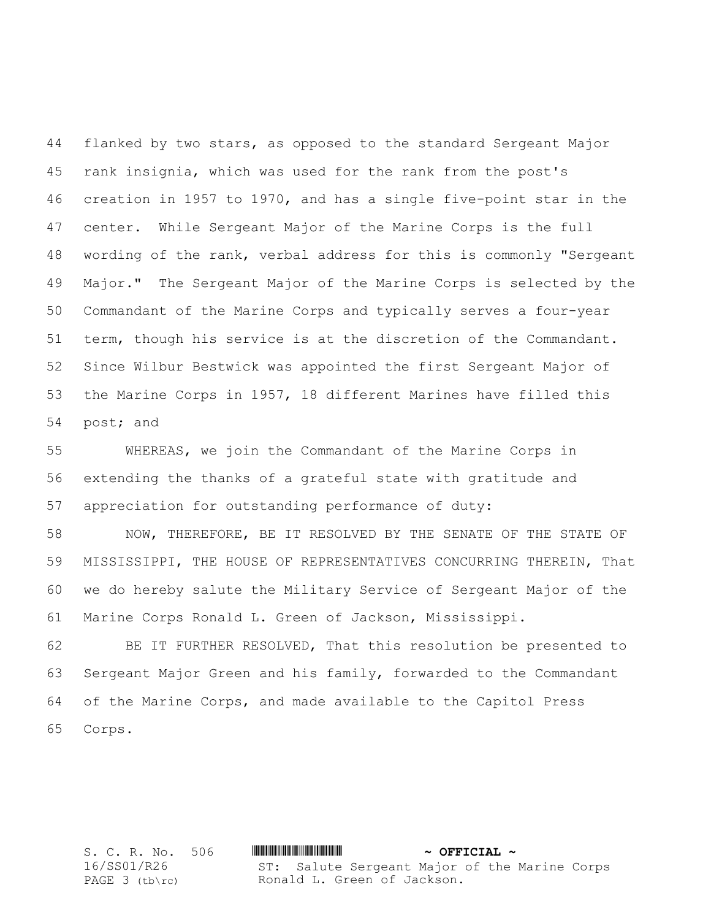flanked by two stars, as opposed to the standard Sergeant Major rank insignia, which was used for the rank from the post's creation in 1957 to 1970, and has a single five-point star in the center. While Sergeant Major of the Marine Corps is the full wording of the rank, verbal address for this is commonly "Sergeant Major." The Sergeant Major of the Marine Corps is selected by the Commandant of the Marine Corps and typically serves a four-year term, though his service is at the discretion of the Commandant. Since Wilbur Bestwick was appointed the first Sergeant Major of the Marine Corps in 1957, 18 different Marines have filled this post; and

WHEREAS, we join the Commandant of the Marine Corps in extending the thanks of a grateful state with gratitude and appreciation for outstanding performance of duty:

NOW, THEREFORE, BE IT RESOLVED BY THE SENATE OF THE STATE OF MISSISSIPPI, THE HOUSE OF REPRESENTATIVES CONCURRING THEREIN, That we do hereby salute the Military Service of Sergeant Major of the Marine Corps Ronald L. Green of Jackson, Mississippi.

BE IT FURTHER RESOLVED, That this resolution be presented to Sergeant Major Green and his family, forwarded to the Commandant of the Marine Corps, and made available to the Capitol Press Corps.